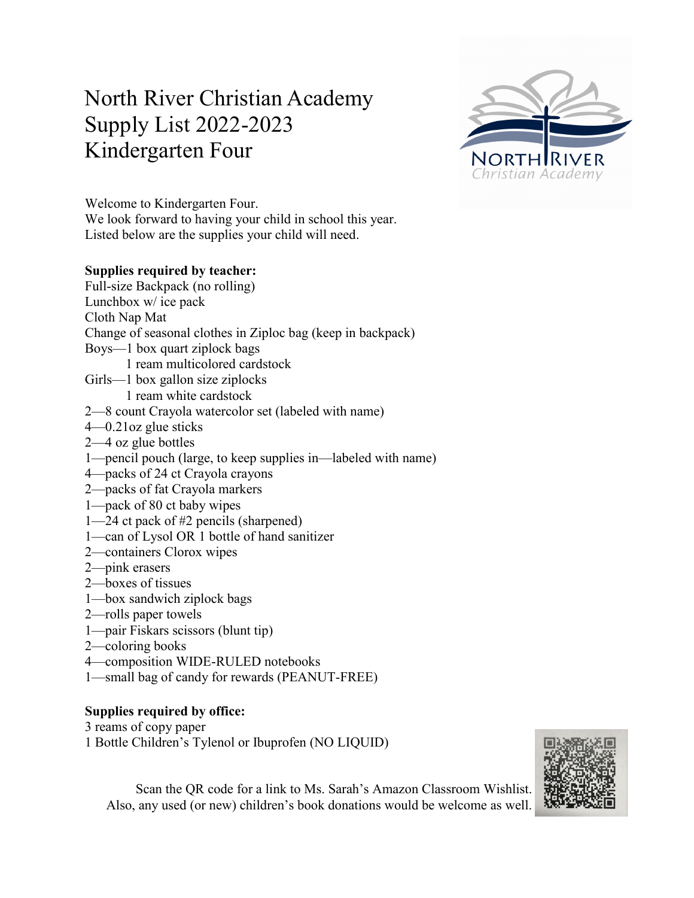# North River Christian Academy
# Supply List 2022-2023
# Kindergarten Four

Welcome to Kindergarten Four.
We look forward to having your child in school this year.
Listed below are the supplies your child will need.

**Supplies required by teacher:**

Full-size Backpack (no rolling)
Lunchbox w/ ice pack
Cloth Nap Mat
Change of seasonal clothes in Ziploc bag (keep in backpack)
Boys—1 box quart ziplock bags
    1 ream multicolored cardstock
Girls—1 box gallon size ziplocks
    1 ream white cardstock
2—8 count Crayola watercolor set (labeled with name)
4—0.21oz glue sticks
2—4 oz glue bottles
1—pencil pouch (large, to keep supplies in—labeled with name)
4—packs of 24 ct Crayola crayons
2—packs of fat Crayola markers
1—pack of 80 ct baby wipes
1—24 ct pack of #2 pencils (sharpened)
1—can of Lysol OR 1 bottle of hand sanitizer
2—containers Clorox wipes
2—pink erasers
2—boxes of tissues
1—box sandwich ziplock bags
2—rolls paper towels
1—pair Fiskars scissors (blunt tip)
2—coloring books
4—composition WIDE-RULED notebooks
1—small bag of candy for rewards (PEANUT-FREE)

**Supplies required by office:**

3 reams of copy paper
1 Bottle Children's Tylenol or Ibuprofen (NO LIQUID)

Scan the QR code for a link to Ms. Sarah's Amazon Classroom Wishlist.
Also, any used (or new) children's book donations would be welcome as well.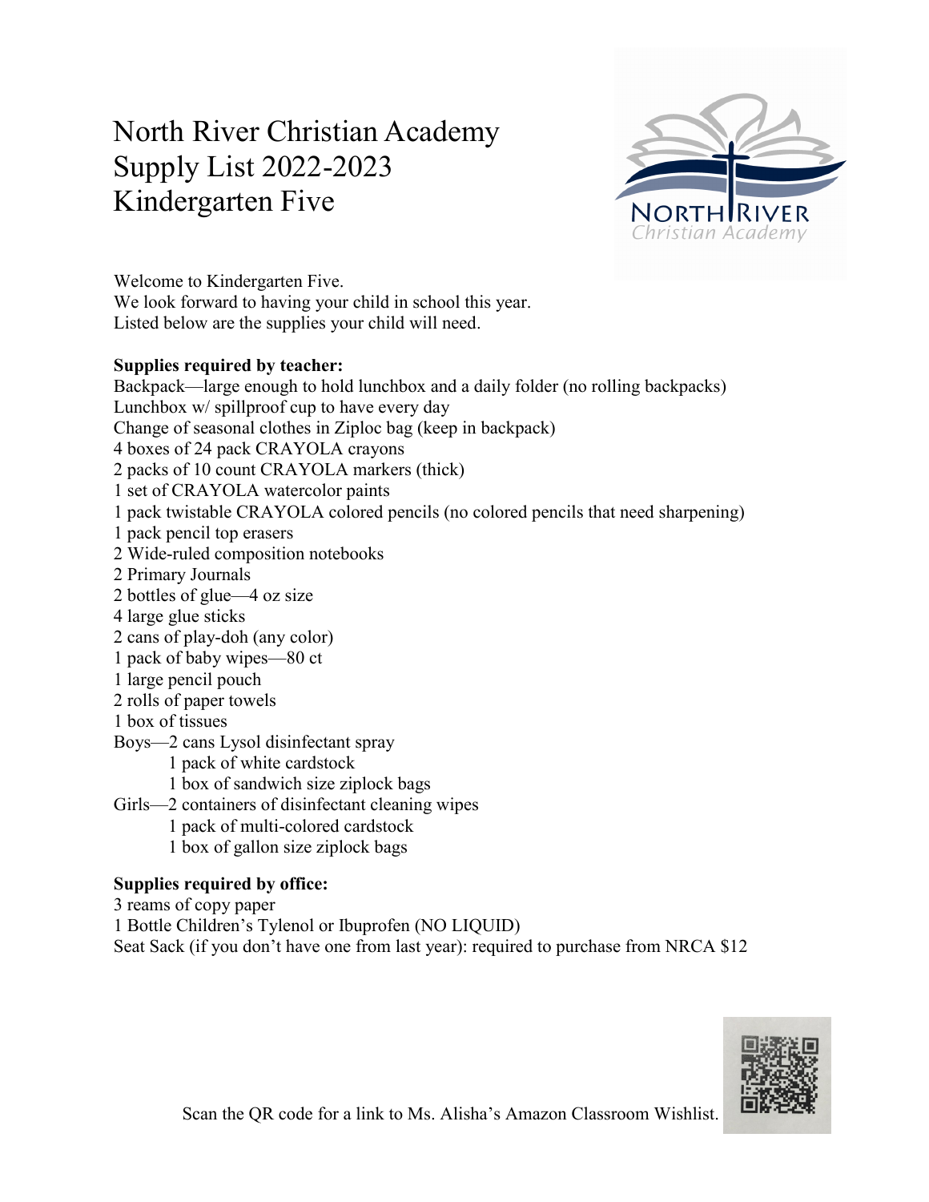# North River Christian Academy
# Supply List 2022-2023
# Kindergarten Five

Welcome to Kindergarten Five.
We look forward to having your child in school this year.
Listed below are the supplies your child will need.

**Supplies required by teacher:**

Backpack—large enough to hold lunchbox and a daily folder (no rolling backpacks)
Lunchbox w/ spillproof cup to have every day
Change of seasonal clothes in Ziploc bag (keep in backpack)
4 boxes of 24 pack CRAYOLA crayons
2 packs of 10 count CRAYOLA markers (thick)
1 set of CRAYOLA watercolor paints
1 pack twistable CRAYOLA colored pencils (no colored pencils that need sharpening)
1 pack pencil top erasers
2 Wide-ruled composition notebooks
2 Primary Journals
2 bottles of glue—4 oz size
4 large glue sticks
2 cans of play-doh (any color)
1 pack of baby wipes—80 ct
1 large pencil pouch
2 rolls of paper towels
1 box of tissues

Boys—2 cans Lysol disinfectant spray
- 1 pack of white cardstock
- 1 box of sandwich size ziplock bags

Girls—2 containers of disinfectant cleaning wipes
- 1 pack of multi-colored cardstock
- 1 box of gallon size ziplock bags

**Supplies required by office:**

3 reams of copy paper
1 Bottle Children's Tylenol or Ibuprofen (NO LIQUID)
Seat Sack (if you don't have one from last year): required to purchase from NRCA $12

Scan the QR code for a link to Ms. Alisha's Amazon Classroom Wishlist.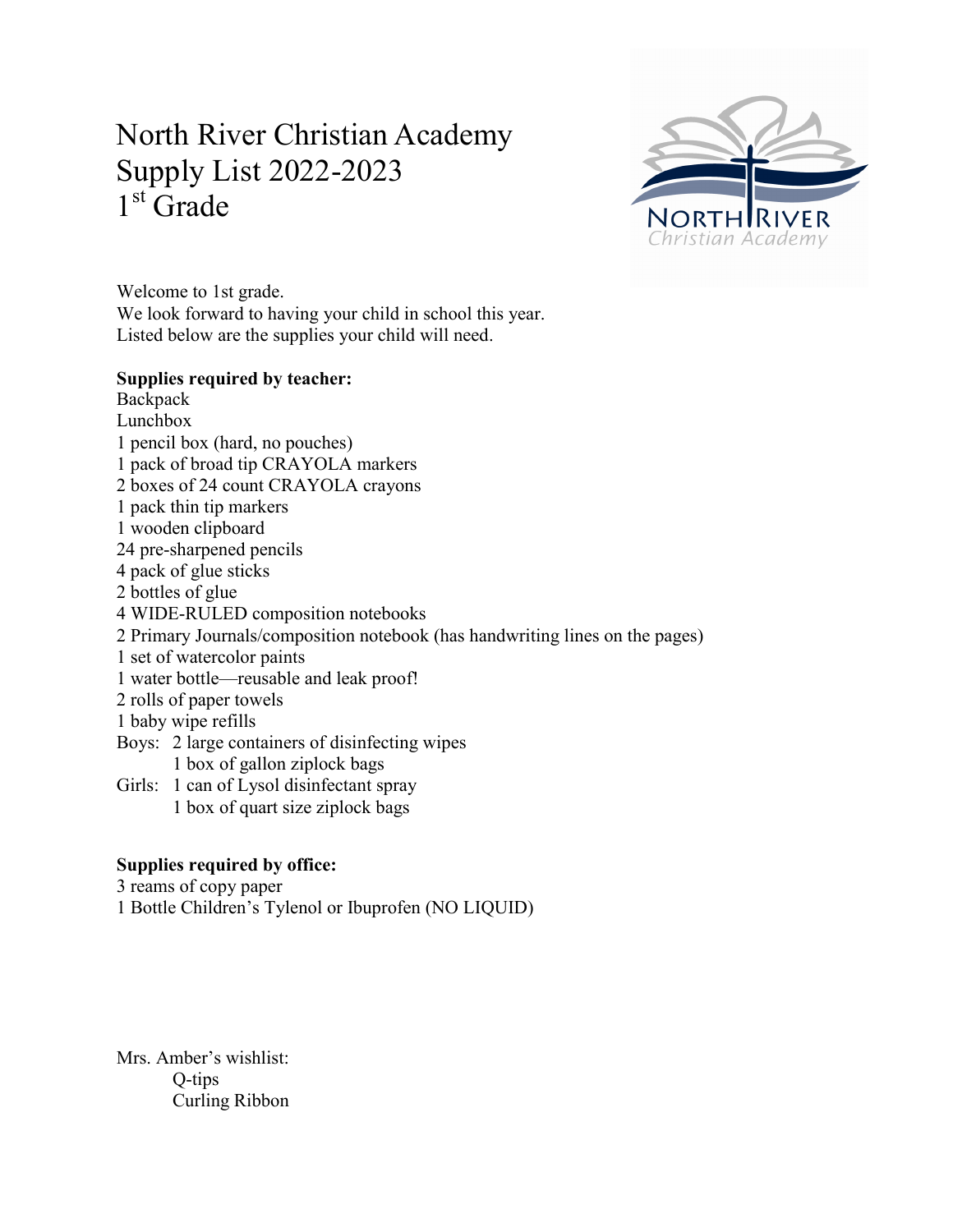# North River Christian Academy
# Supply List 2022-2023
# 1st Grade

Welcome to 1st grade.
We look forward to having your child in school this year.
Listed below are the supplies your child will need.

**Supplies required by teacher:**

Backpack
Lunchbox
1 pencil box (hard, no pouches)
1 pack of broad tip CRAYOLA markers
2 boxes of 24 count CRAYOLA crayons
1 pack thin tip markers
1 wooden clipboard
24 pre-sharpened pencils
4 pack of glue sticks
2 bottles of glue
4 WIDE-RULED composition notebooks
2 Primary Journals/composition notebook (has handwriting lines on the pages)
1 set of watercolor paints
1 water bottle—reusable and leak proof!
2 rolls of paper towels
1 baby wipe refills
Boys: 2 large containers of disinfecting wipes
1 box of gallon ziplock bags
Girls: 1 can of Lysol disinfectant spray
1 box of quart size ziplock bags

**Supplies required by office:**

3 reams of copy paper
1 Bottle Children's Tylenol or Ibuprofen (NO LIQUID)

Mrs. Amber's wishlist:
- Q-tips
- Curling Ribbon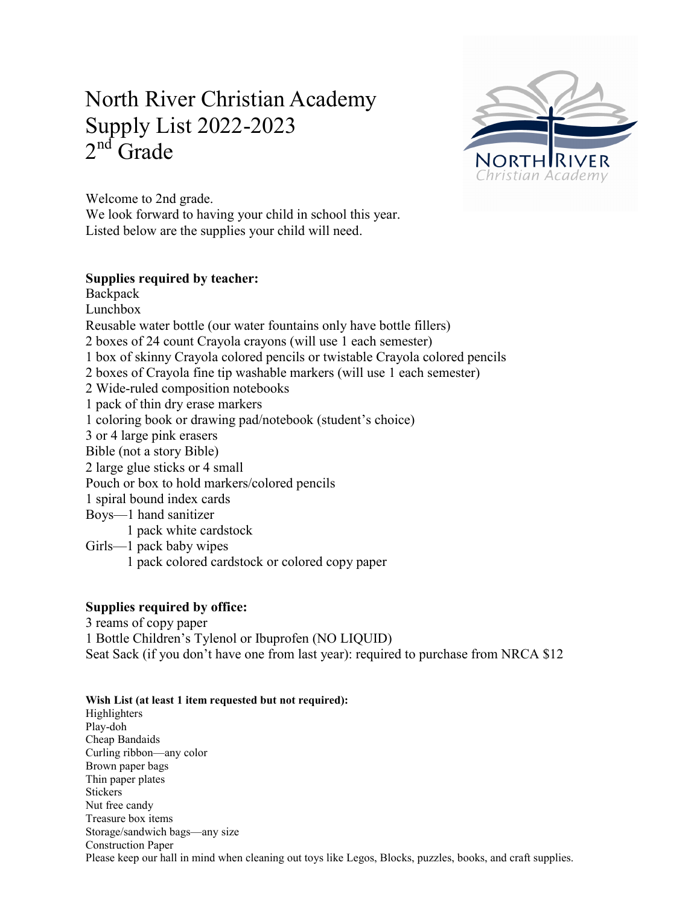# North River Christian Academy
# Supply List 2022-2023
# 2nd Grade

Welcome to 2nd grade.
We look forward to having your child in school this year.
Listed below are the supplies your child will need.

**Supplies required by teacher:**

Backpack
Lunchbox
Reusable water bottle (our water fountains only have bottle fillers)
2 boxes of 24 count Crayola crayons (will use 1 each semester)
1 box of skinny Crayola colored pencils or twistable Crayola colored pencils
2 boxes of Crayola fine tip washable markers (will use 1 each semester)
2 Wide-ruled composition notebooks
1 pack of thin dry erase markers
1 coloring book or drawing pad/notebook (student's choice)
3 or 4 large pink erasers
Bible (not a story Bible)
2 large glue sticks or 4 small
Pouch or box to hold markers/colored pencils
1 spiral bound index cards
Boys—1 hand sanitizer
    1 pack white cardstock
Girls—1 pack baby wipes
    1 pack colored cardstock or colored copy paper

**Supplies required by office:**

3 reams of copy paper
1 Bottle Children's Tylenol or Ibuprofen (NO LIQUID)
Seat Sack (if you don't have one from last year): required to purchase from NRCA $12

**Wish List (at least 1 item requested but not required):**

Highlighters
Play-doh
Cheap Bandaids
Curling ribbon—any color
Brown paper bags
Thin paper plates
Stickers
Nut free candy
Treasure box items
Storage/sandwich bags—any size
Construction Paper
Please keep our hall in mind when cleaning out toys like Legos, Blocks, puzzles, books, and craft supplies.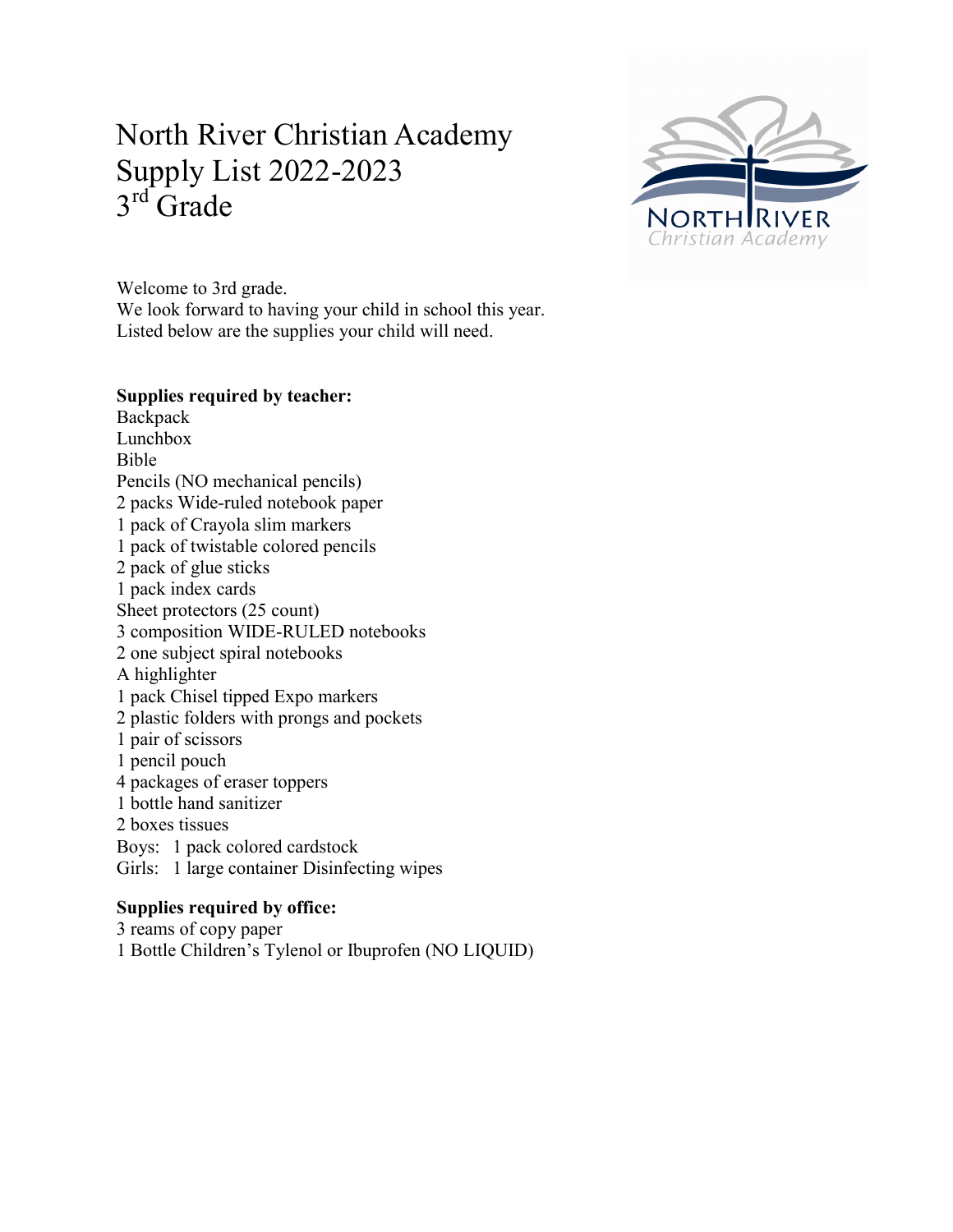# North River Christian Academy
# Supply List 2022-2023
# 3rd Grade

Welcome to 3rd grade.
We look forward to having your child in school this year.
Listed below are the supplies your child will need.

**Supplies required by teacher:**

Backpack
Lunchbox
Bible
Pencils (NO mechanical pencils)
2 packs Wide-ruled notebook paper
1 pack of Crayola slim markers
1 pack of twistable colored pencils
2 pack of glue sticks
1 pack index cards
Sheet protectors (25 count)
3 composition WIDE-RULED notebooks
2 one subject spiral notebooks
A highlighter
1 pack Chisel tipped Expo markers
2 plastic folders with prongs and pockets
1 pair of scissors
1 pencil pouch
4 packages of eraser toppers
1 bottle hand sanitizer
2 boxes tissues
Boys: 1 pack colored cardstock
Girls: 1 large container Disinfecting wipes

**Supplies required by office:**

3 reams of copy paper
1 Bottle Children's Tylenol or Ibuprofen (NO LIQUID)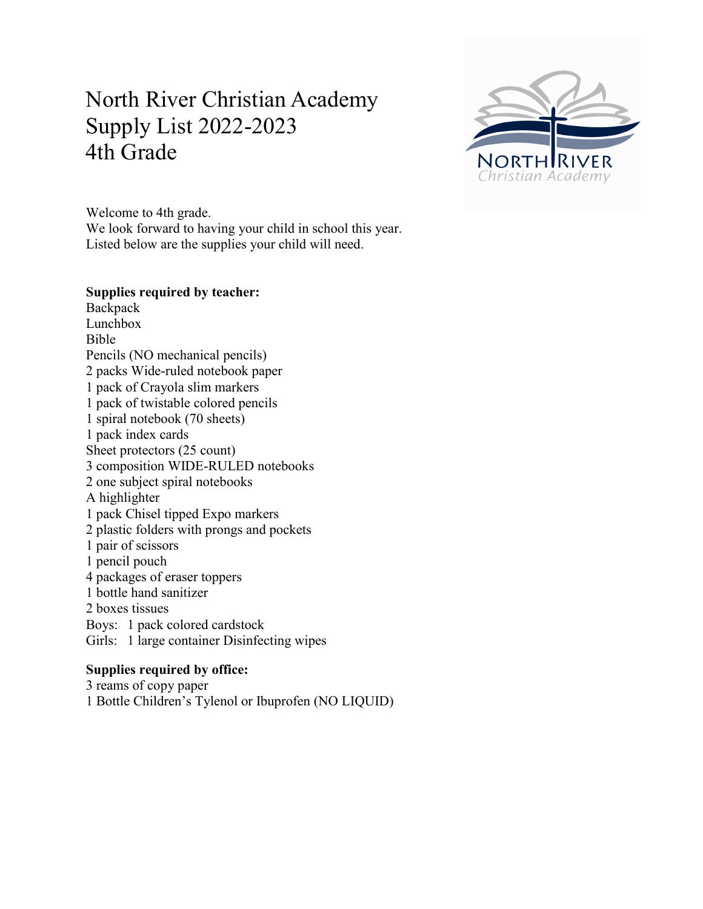# North River Christian Academy
# Supply List 2022-2023
# 4th Grade

Welcome to 4th grade.
We look forward to having your child in school this year.
Listed below are the supplies your child will need.

**Supplies required by teacher:**

Backpack
Lunchbox
Bible
Pencils (NO mechanical pencils)
2 packs Wide-ruled notebook paper
1 pack of Crayola slim markers
1 pack of twistable colored pencils
1 spiral notebook (70 sheets)
1 pack index cards
Sheet protectors (25 count)
3 composition WIDE-RULED notebooks
2 one subject spiral notebooks
A highlighter
1 pack Chisel tipped Expo markers
2 plastic folders with prongs and pockets
1 pair of scissors
1 pencil pouch
4 packages of eraser toppers
1 bottle hand sanitizer
2 boxes tissues
Boys: 1 pack colored cardstock
Girls: 1 large container Disinfecting wipes

**Supplies required by office:**

3 reams of copy paper
1 Bottle Children's Tylenol or Ibuprofen (NO LIQUID)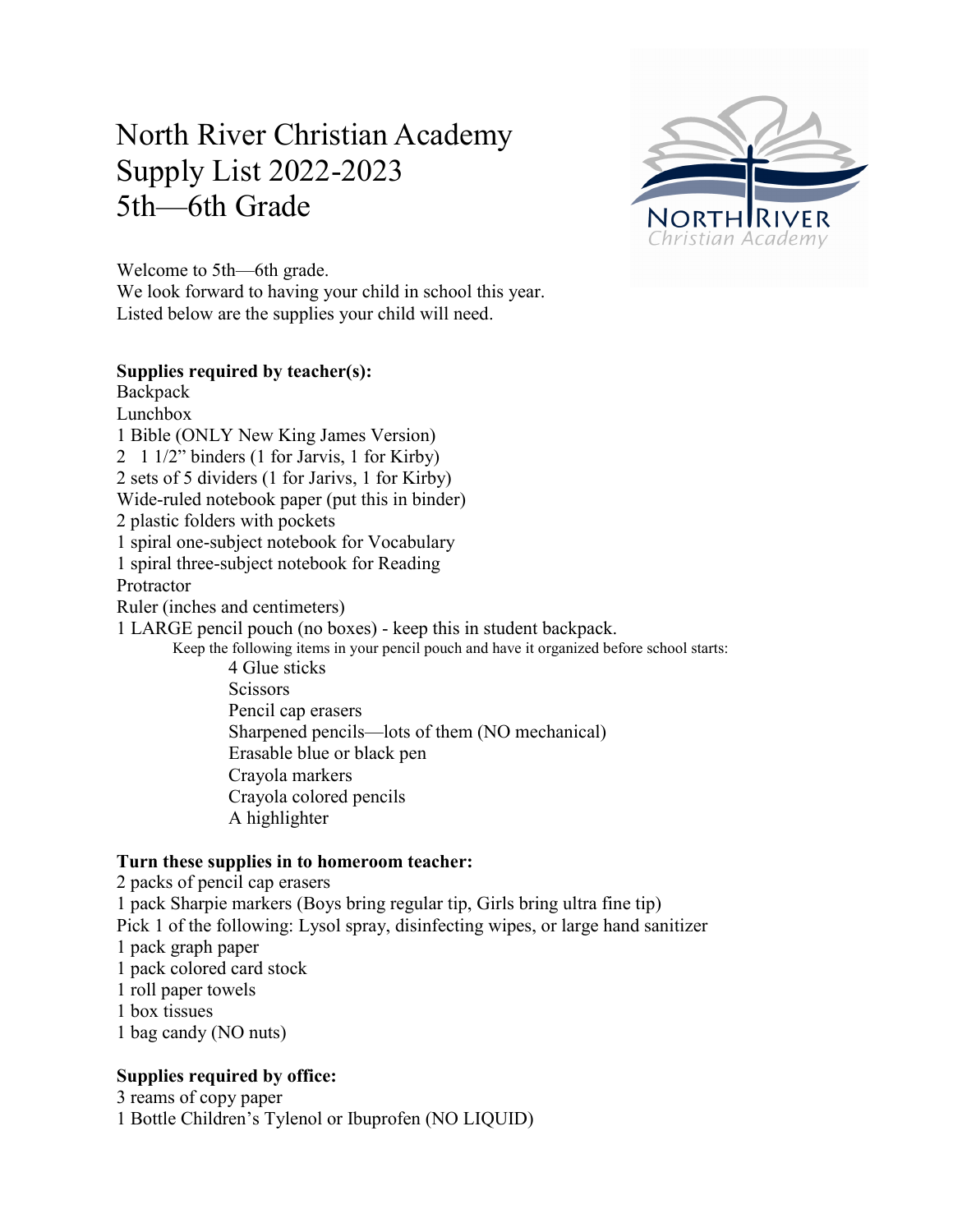# North River Christian Academy
# Supply List 2022-2023
# 5th—6th Grade

Welcome to 5th—6th grade.
We look forward to having your child in school this year.
Listed below are the supplies your child will need.

**Supplies required by teacher(s):**

Backpack
Lunchbox
1 Bible (ONLY New King James Version)
2 1 1/2" binders (1 for Jarvis, 1 for Kirby)
2 sets of 5 dividers (1 for Jarivs, 1 for Kirby)
Wide-ruled notebook paper (put this in binder)
2 plastic folders with pockets
1 spiral one-subject notebook for Vocabulary
1 spiral three-subject notebook for Reading
Protractor
Ruler (inches and centimeters)
1 LARGE pencil pouch (no boxes) - keep this in student backpack.

Keep the following items in your pencil pouch and have it organized before school starts:

- 4 Glue sticks
- Scissors
- Pencil cap erasers
- Sharpened pencils—lots of them (NO mechanical)
- Erasable blue or black pen
- Crayola markers
- Crayola colored pencils
- A highlighter

**Turn these supplies in to homeroom teacher:**

2 packs of pencil cap erasers
1 pack Sharpie markers (Boys bring regular tip, Girls bring ultra fine tip)
Pick 1 of the following: Lysol spray, disinfecting wipes, or large hand sanitizer
1 pack graph paper
1 pack colored card stock
1 roll paper towels
1 box tissues
1 bag candy (NO nuts)

**Supplies required by office:**

3 reams of copy paper
1 Bottle Children's Tylenol or Ibuprofen (NO LIQUID)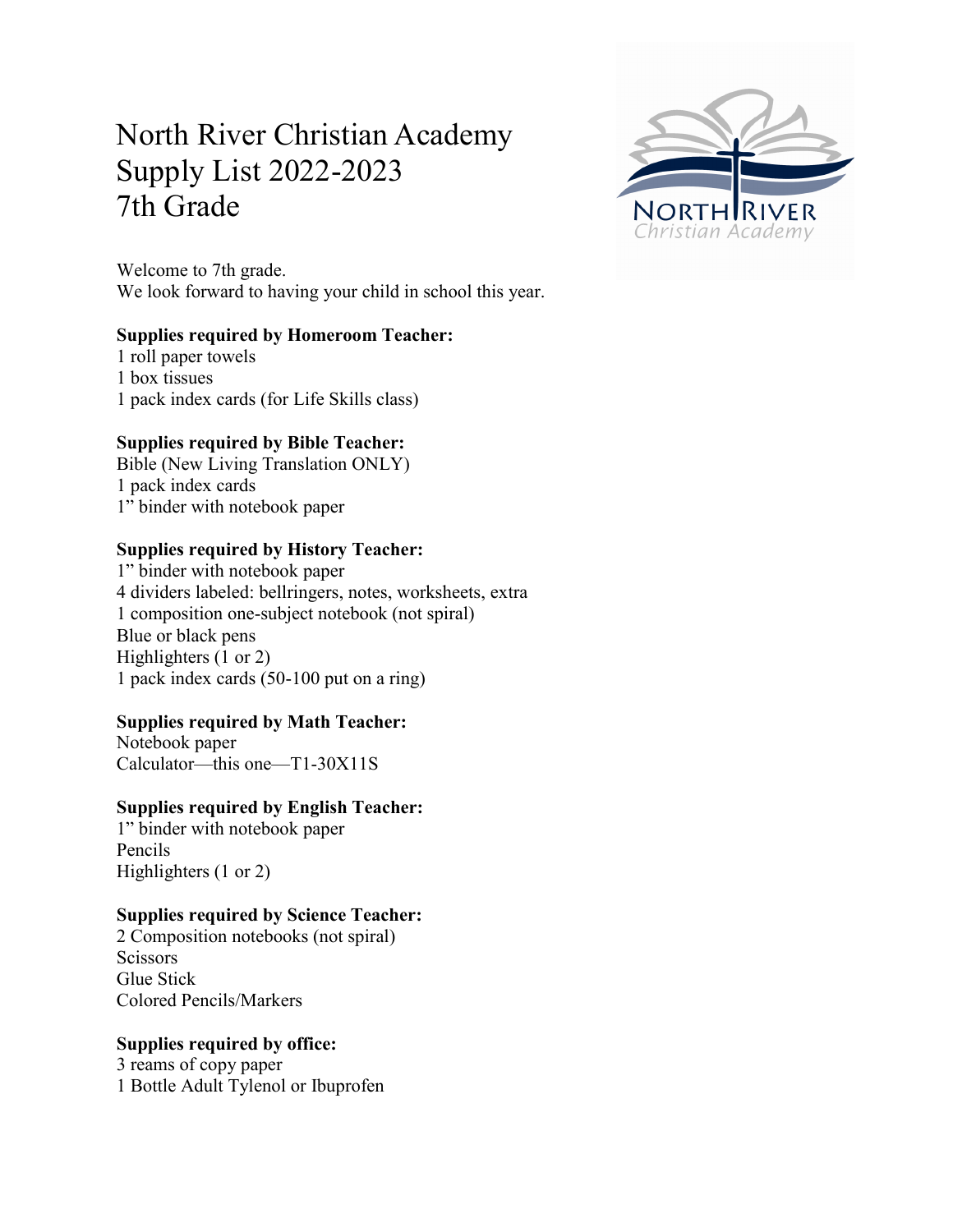# North River Christian Academy
# Supply List 2022-2023
# 7th Grade

Welcome to 7th grade.
We look forward to having your child in school this year.

**Supplies required by Homeroom Teacher:**
1 roll paper towels
1 box tissues
1 pack index cards (for Life Skills class)

**Supplies required by Bible Teacher:**
Bible (New Living Translation ONLY)
1 pack index cards
1" binder with notebook paper

**Supplies required by History Teacher:**
1" binder with notebook paper
4 dividers labeled: bellringers, notes, worksheets, extra
1 composition one-subject notebook (not spiral)
Blue or black pens
Highlighters (1 or 2)
1 pack index cards (50-100 put on a ring)

**Supplies required by Math Teacher:**
Notebook paper
Calculator—this one—T1-30X11S

**Supplies required by English Teacher:**
1" binder with notebook paper
Pencils
Highlighters (1 or 2)

**Supplies required by Science Teacher:**
2 Composition notebooks (not spiral)
Scissors
Glue Stick
Colored Pencils/Markers

**Supplies required by office:**
3 reams of copy paper
1 Bottle Adult Tylenol or Ibuprofen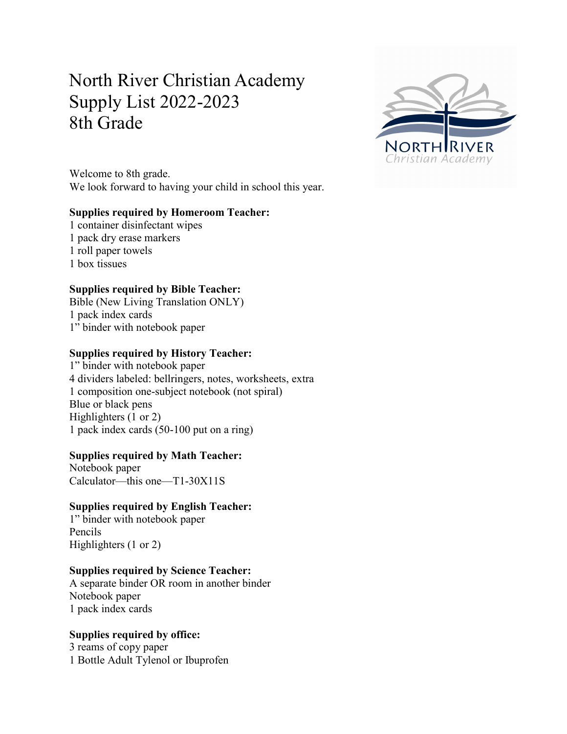# North River Christian Academy
# Supply List 2022-2023
# 8th Grade

Welcome to 8th grade.
We look forward to having your child in school this year.

**Supplies required by Homeroom Teacher:**
1 container disinfectant wipes
1 pack dry erase markers
1 roll paper towels
1 box tissues

**Supplies required by Bible Teacher:**
Bible (New Living Translation ONLY)
1 pack index cards
1" binder with notebook paper

**Supplies required by History Teacher:**
1" binder with notebook paper
4 dividers labeled: bellringers, notes, worksheets, extra
1 composition one-subject notebook (not spiral)
Blue or black pens
Highlighters (1 or 2)
1 pack index cards (50-100 put on a ring)

**Supplies required by Math Teacher:**
Notebook paper
Calculator—this one—T1-30X11S

**Supplies required by English Teacher:**
1" binder with notebook paper
Pencils
Highlighters (1 or 2)

**Supplies required by Science Teacher:**
A separate binder OR room in another binder
Notebook paper
1 pack index cards

**Supplies required by office:**
3 reams of copy paper
1 Bottle Adult Tylenol or Ibuprofen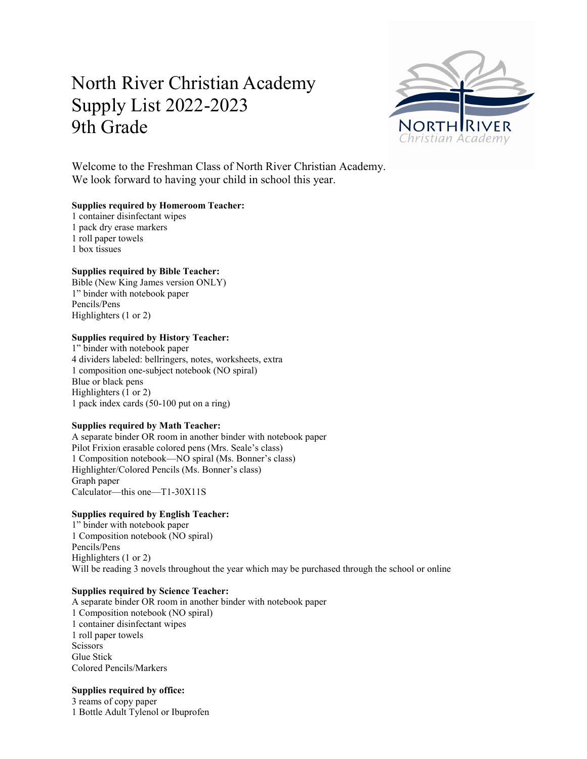# North River Christian Academy
# Supply List 2022-2023
# 9th Grade

Welcome to the Freshman Class of North River Christian Academy.
We look forward to having your child in school this year.

**Supplies required by Homeroom Teacher:**

1 container disinfectant wipes
1 pack dry erase markers
1 roll paper towels
1 box tissues

**Supplies required by Bible Teacher:**

Bible (New King James version ONLY)
1" binder with notebook paper
Pencils/Pens
Highlighters (1 or 2)

**Supplies required by History Teacher:**

1" binder with notebook paper
4 dividers labeled: bellringers, notes, worksheets, extra
1 composition one-subject notebook (NO spiral)
Blue or black pens
Highlighters (1 or 2)
1 pack index cards (50-100 put on a ring)

**Supplies required by Math Teacher:**

A separate binder OR room in another binder with notebook paper
Pilot Frixion erasable colored pens (Mrs. Seale's class)
1 Composition notebook—NO spiral (Ms. Bonner's class)
Highlighter/Colored Pencils (Ms. Bonner's class)
Graph paper
Calculator—this one—T1-30X11S

**Supplies required by English Teacher:**

1" binder with notebook paper
1 Composition notebook (NO spiral)
Pencils/Pens
Highlighters (1 or 2)
Will be reading 3 novels throughout the year which may be purchased through the school or online

**Supplies required by Science Teacher:**

A separate binder OR room in another binder with notebook paper
1 Composition notebook (NO spiral)
1 container disinfectant wipes
1 roll paper towels
Scissors
Glue Stick
Colored Pencils/Markers

**Supplies required by office:**

3 reams of copy paper
1 Bottle Adult Tylenol or Ibuprofen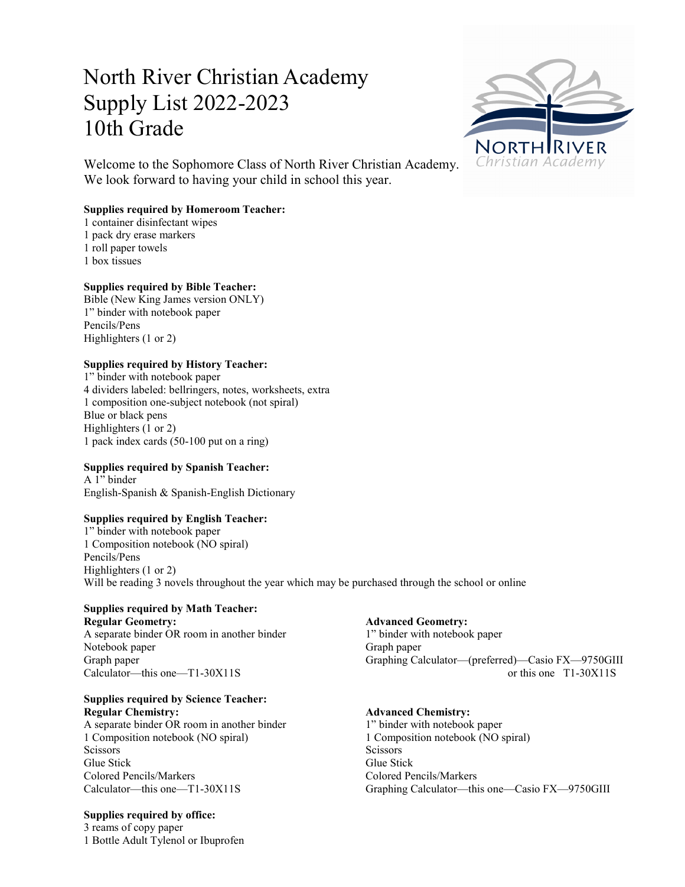# North River Christian Academy
# Supply List 2022-2023
# 10th Grade

Welcome to the Sophomore Class of North River Christian Academy.
We look forward to having your child in school this year.

**Supplies required by Homeroom Teacher:**
1 container disinfectant wipes
1 pack dry erase markers
1 roll paper towels
1 box tissues

**Supplies required by Bible Teacher:**
Bible (New King James version ONLY)
1" binder with notebook paper
Pencils/Pens
Highlighters (1 or 2)

**Supplies required by History Teacher:**
1" binder with notebook paper
4 dividers labeled: bellringers, notes, worksheets, extra
1 composition one-subject notebook (not spiral)
Blue or black pens
Highlighters (1 or 2)
1 pack index cards (50-100 put on a ring)

**Supplies required by Spanish Teacher:**
A 1" binder
English-Spanish & Spanish-English Dictionary

**Supplies required by English Teacher:**
1" binder with notebook paper
1 Composition notebook (NO spiral)
Pencils/Pens
Highlighters (1 or 2)
Will be reading 3 novels throughout the year which may be purchased through the school or online

**Supplies required by Math Teacher:**

**Regular Geometry:**
A separate binder OR room in another binder
Notebook paper
Graph paper
Calculator—this one—T1-30X11S

**Advanced Geometry:**
1" binder with notebook paper
Graph paper
Graphing Calculator—(preferred)—Casio FX—9750GIII
or this one T1-30X11S

**Supplies required by Science Teacher:**

**Regular Chemistry:**
A separate binder OR room in another binder
1 Composition notebook (NO spiral)
Scissors
Glue Stick
Colored Pencils/Markers
Calculator—this one—T1-30X11S

**Advanced Chemistry:**
1" binder with notebook paper
1 Composition notebook (NO spiral)
Scissors
Glue Stick
Colored Pencils/Markers
Graphing Calculator—this one—Casio FX—9750GIII

**Supplies required by office:**
3 reams of copy paper
1 Bottle Adult Tylenol or Ibuprofen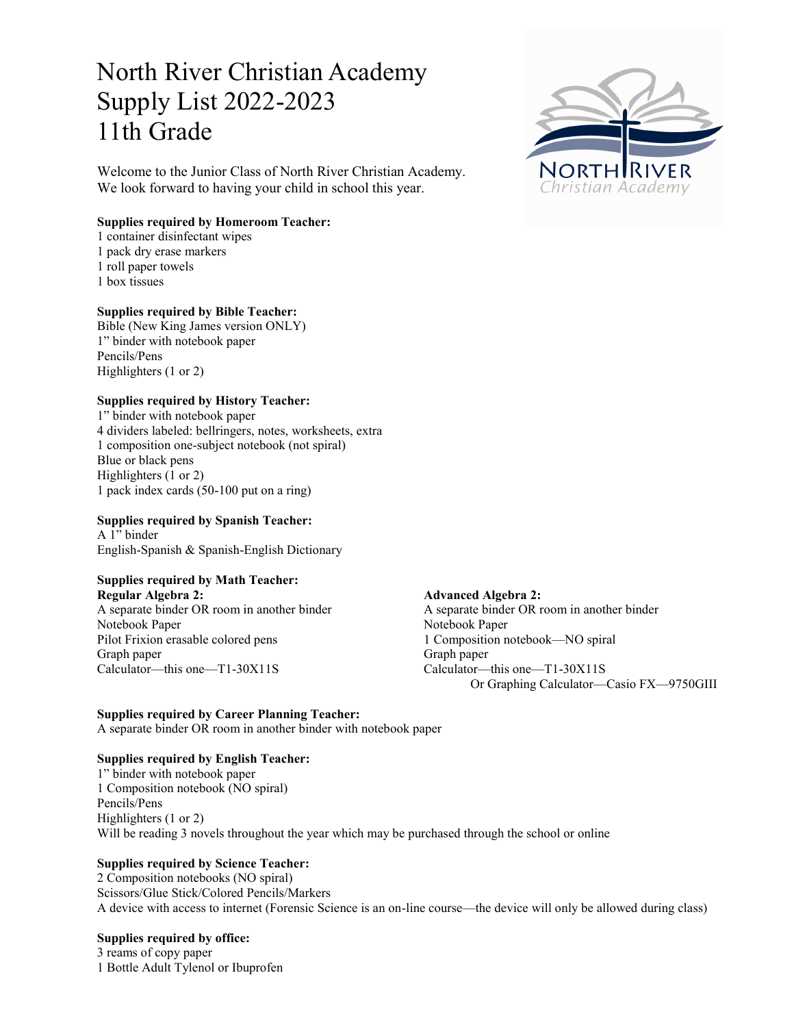# North River Christian Academy
# Supply List 2022-2023
# 11th Grade

Welcome to the Junior Class of North River Christian Academy.
We look forward to having your child in school this year.

**Supplies required by Homeroom Teacher:**
1 container disinfectant wipes
1 pack dry erase markers
1 roll paper towels
1 box tissues

**Supplies required by Bible Teacher:**
Bible (New King James version ONLY)
1" binder with notebook paper
Pencils/Pens
Highlighters (1 or 2)

**Supplies required by History Teacher:**
1" binder with notebook paper
4 dividers labeled: bellringers, notes, worksheets, extra
1 composition one-subject notebook (not spiral)
Blue or black pens
Highlighters (1 or 2)
1 pack index cards (50-100 put on a ring)

**Supplies required by Spanish Teacher:**
A 1" binder
English-Spanish & Spanish-English Dictionary

**Supplies required by Math Teacher:**

**Regular Algebra 2:**
A separate binder OR room in another binder
Notebook Paper
Pilot Frixion erasable colored pens
Graph paper
Calculator—this one—T1-30X11S

**Advanced Algebra 2:**
A separate binder OR room in another binder
Notebook Paper
1 Composition notebook—NO spiral
Graph paper
Calculator—this one—T1-30X11S
Or Graphing Calculator—Casio FX—9750GIII

**Supplies required by Career Planning Teacher:**
A separate binder OR room in another binder with notebook paper

**Supplies required by English Teacher:**
1" binder with notebook paper
1 Composition notebook (NO spiral)
Pencils/Pens
Highlighters (1 or 2)
Will be reading 3 novels throughout the year which may be purchased through the school or online

**Supplies required by Science Teacher:**
2 Composition notebooks (NO spiral)
Scissors/Glue Stick/Colored Pencils/Markers
A device with access to internet (Forensic Science is an on-line course—the device will only be allowed during class)

**Supplies required by office:**
3 reams of copy paper
1 Bottle Adult Tylenol or Ibuprofen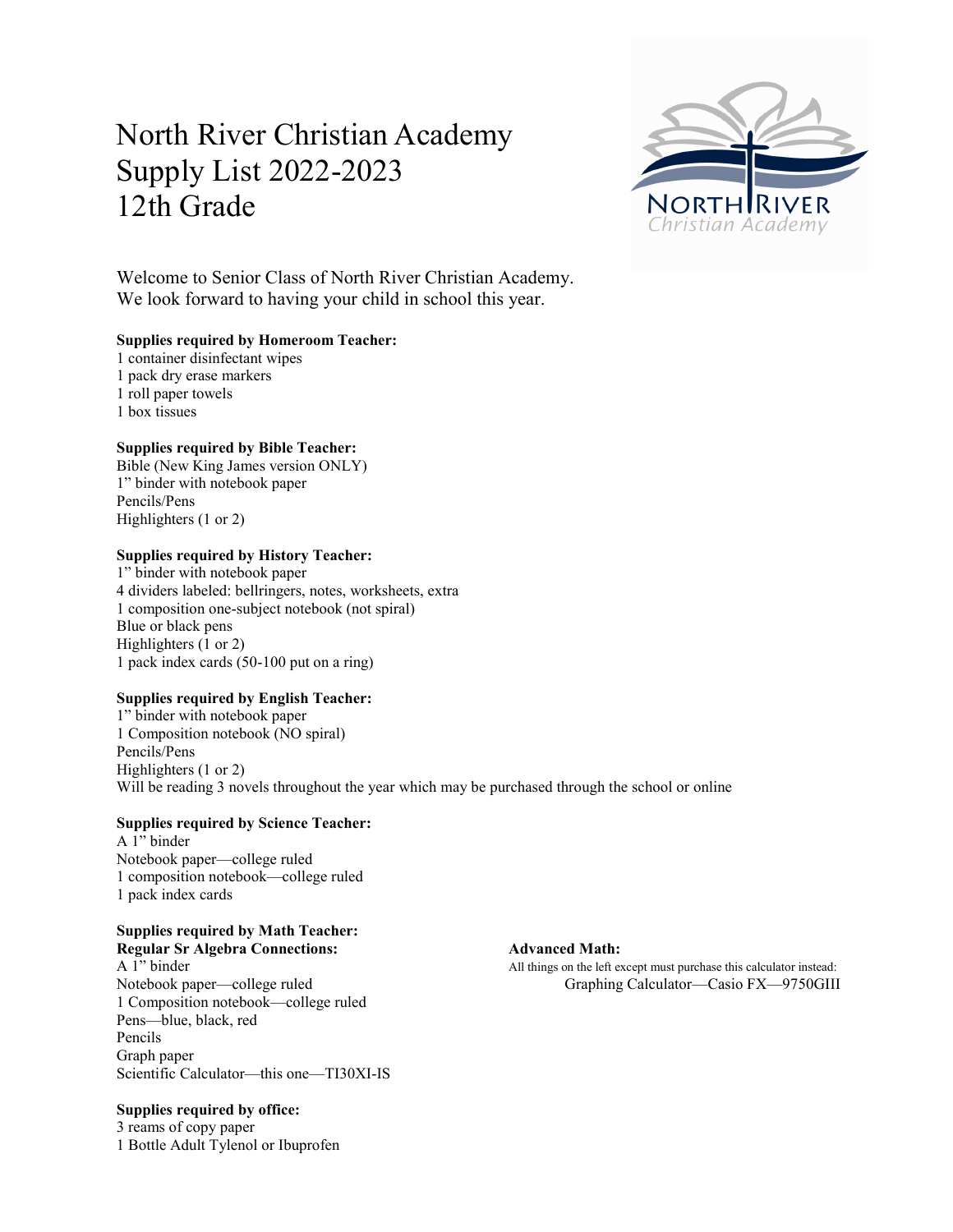# North River Christian Academy
# Supply List 2022-2023
# 12th Grade

Welcome to Senior Class of North River Christian Academy.
We look forward to having your child in school this year.

**Supplies required by Homeroom Teacher:**
1 container disinfectant wipes
1 pack dry erase markers
1 roll paper towels
1 box tissues

**Supplies required by Bible Teacher:**
Bible (New King James version ONLY)
1" binder with notebook paper
Pencils/Pens
Highlighters (1 or 2)

**Supplies required by History Teacher:**
1" binder with notebook paper
4 dividers labeled: bellringers, notes, worksheets, extra
1 composition one-subject notebook (not spiral)
Blue or black pens
Highlighters (1 or 2)
1 pack index cards (50-100 put on a ring)

**Supplies required by English Teacher:**
1" binder with notebook paper
1 Composition notebook (NO spiral)
Pencils/Pens
Highlighters (1 or 2)
Will be reading 3 novels throughout the year which may be purchased through the school or online

**Supplies required by Science Teacher:**
A 1" binder
Notebook paper—college ruled
1 composition notebook—college ruled
1 pack index cards

**Supplies required by Math Teacher:**

**Regular Sr Algebra Connections:**
A 1" binder
Notebook paper—college ruled
1 Composition notebook—college ruled
Pens—blue, black, red
Pencils
Graph paper
Scientific Calculator—this one—TI30XI-IS

**Advanced Math:**
All things on the left except must purchase this calculator instead:
Graphing Calculator—Casio FX—9750GIII

**Supplies required by office:**
3 reams of copy paper
1 Bottle Adult Tylenol or Ibuprofen